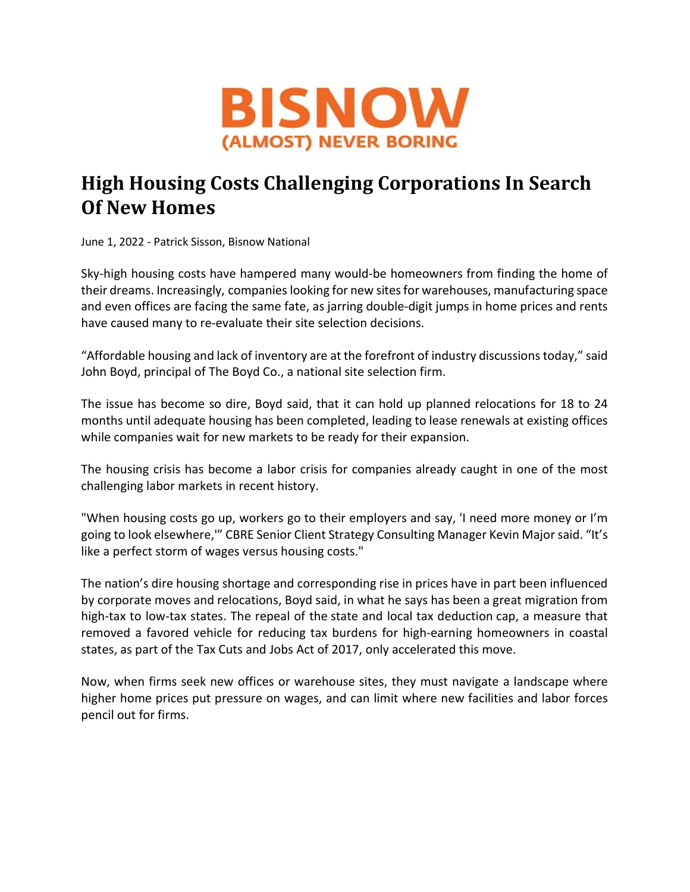BISNOW
(ALMOST) NEVER BORING

# High Housing Costs Challenging Corporations In Search Of New Homes

June 1, 2022 - Patrick Sisson, Bisnow National

Sky-high housing costs have hampered many would-be homeowners from finding the home of their dreams. Increasingly, companies looking for new sites for warehouses, manufacturing space and even offices are facing the same fate, as jarring double-digit jumps in home prices and rents have caused many to re-evaluate their site selection decisions.

“Affordable housing and lack of inventory are at the forefront of industry discussions today,” said John Boyd, principal of The Boyd Co., a national site selection firm.

The issue has become so dire, Boyd said, that it can hold up planned relocations for 18 to 24 months until adequate housing has been completed, leading to lease renewals at existing offices while companies wait for new markets to be ready for their expansion.

The housing crisis has become a labor crisis for companies already caught in one of the most challenging labor markets in recent history.

"When housing costs go up, workers go to their employers and say, 'I need more money or I’m going to look elsewhere,'” CBRE Senior Client Strategy Consulting Manager Kevin Major said. “It’s like a perfect storm of wages versus housing costs."

The nation’s dire housing shortage and corresponding rise in prices have in part been influenced by corporate moves and relocations, Boyd said, in what he says has been a great migration from high-tax to low-tax states. The repeal of the state and local tax deduction cap, a measure that removed a favored vehicle for reducing tax burdens for high-earning homeowners in coastal states, as part of the Tax Cuts and Jobs Act of 2017, only accelerated this move.

Now, when firms seek new offices or warehouse sites, they must navigate a landscape where higher home prices put pressure on wages, and can limit where new facilities and labor forces pencil out for firms.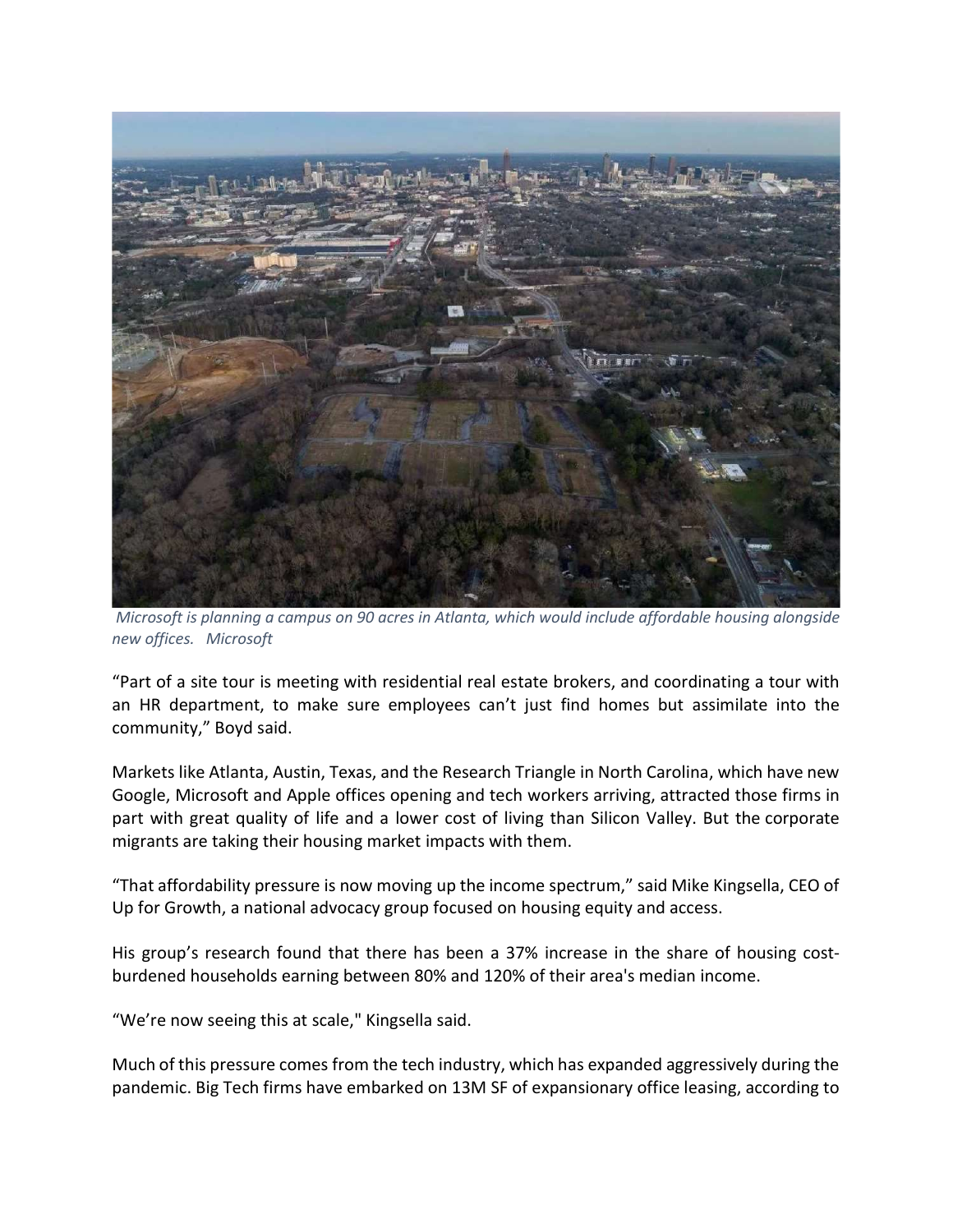*Microsoft is planning a campus on 90 acres in Atlanta, which would include affordable housing alongside new offices. Microsoft*

"Part of a site tour is meeting with residential real estate brokers, and coordinating a tour with an HR department, to make sure employees can't just find homes but assimilate into the community," Boyd said.

Markets like Atlanta, Austin, Texas, and the Research Triangle in North Carolina, which have new Google, Microsoft and Apple offices opening and tech workers arriving, attracted those firms in part with great quality of life and a lower cost of living than Silicon Valley. But the corporate migrants are taking their housing market impacts with them.

"That affordability pressure is now moving up the income spectrum," said Mike Kingsella, CEO of Up for Growth, a national advocacy group focused on housing equity and access.

His group's research found that there has been a 37% increase in the share of housing cost-burdened households earning between 80% and 120% of their area's median income.

"We're now seeing this at scale," Kingsella said.

Much of this pressure comes from the tech industry, which has expanded aggressively during the pandemic. Big Tech firms have embarked on 13M SF of expansionary office leasing, according to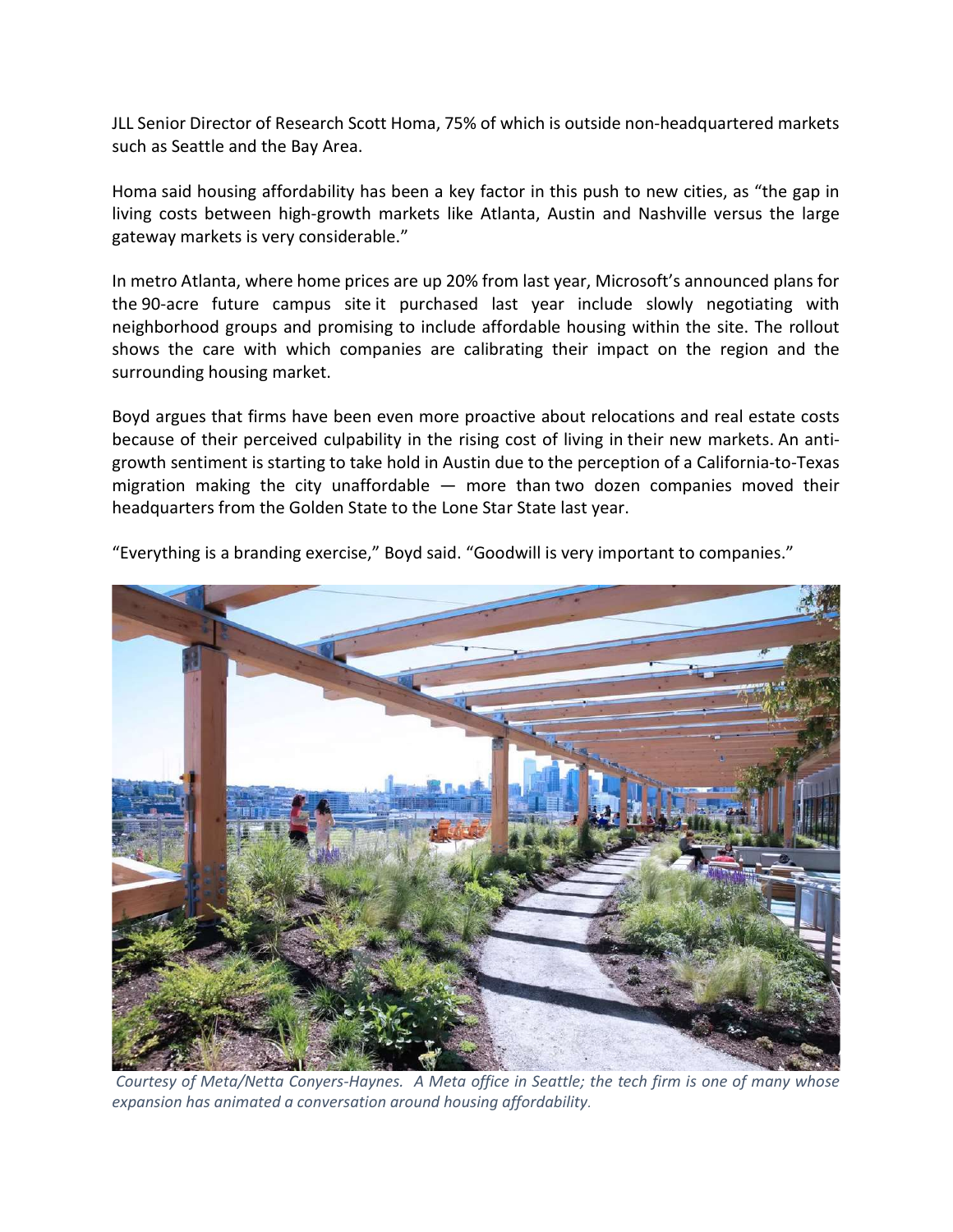JLL Senior Director of Research Scott Homa, 75% of which is outside non-headquartered markets such as Seattle and the Bay Area.

Homa said housing affordability has been a key factor in this push to new cities, as "the gap in living costs between high-growth markets like Atlanta, Austin and Nashville versus the large gateway markets is very considerable."

In metro Atlanta, where home prices are up 20% from last year, Microsoft's announced plans for the 90-acre future campus site it purchased last year include slowly negotiating with neighborhood groups and promising to include affordable housing within the site. The rollout shows the care with which companies are calibrating their impact on the region and the surrounding housing market.

Boyd argues that firms have been even more proactive about relocations and real estate costs because of their perceived culpability in the rising cost of living in their new markets. An anti-growth sentiment is starting to take hold in Austin due to the perception of a California-to-Texas migration making the city unaffordable — more than two dozen companies moved their headquarters from the Golden State to the Lone Star State last year.

"Everything is a branding exercise," Boyd said. "Goodwill is very important to companies."

*Courtesy of Meta/Netta Conyers-Haynes. A Meta office in Seattle; the tech firm is one of many whose expansion has animated a conversation around housing affordability.*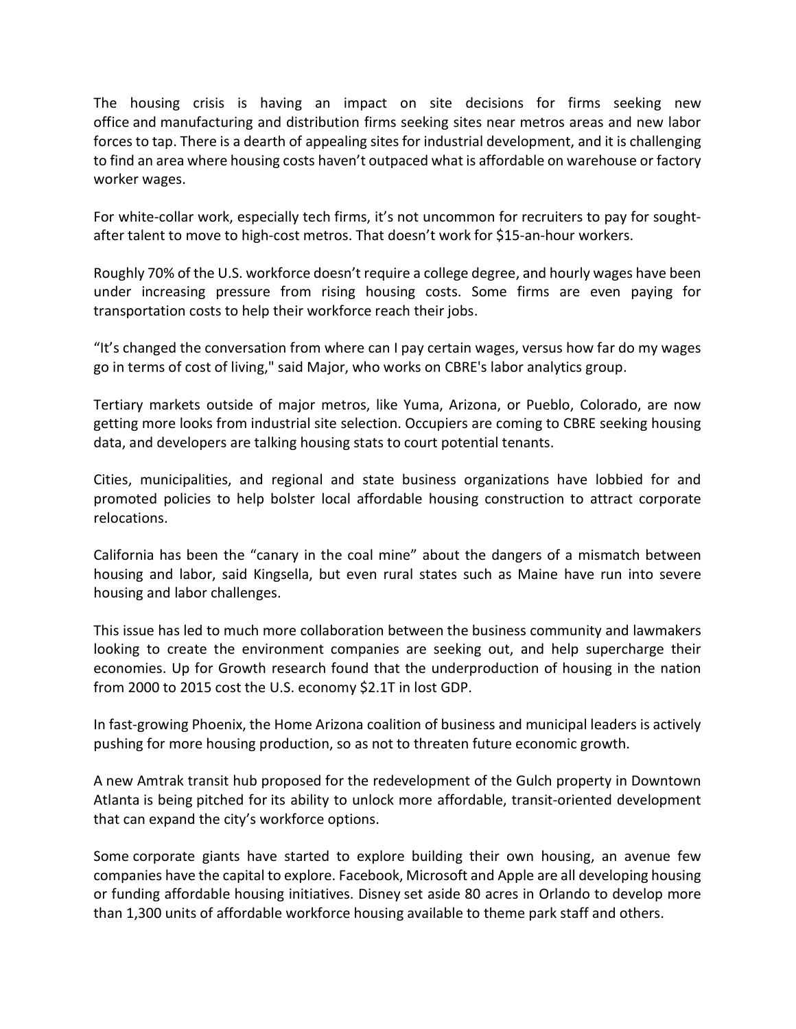The housing crisis is having an impact on site decisions for firms seeking new office and manufacturing and distribution firms seeking sites near metros areas and new labor forces to tap. There is a dearth of appealing sites for industrial development, and it is challenging to find an area where housing costs haven't outpaced what is affordable on warehouse or factory worker wages.

For white-collar work, especially tech firms, it's not uncommon for recruiters to pay for sought-after talent to move to high-cost metros. That doesn't work for $15-an-hour workers.

Roughly 70% of the U.S. workforce doesn't require a college degree, and hourly wages have been under increasing pressure from rising housing costs. Some firms are even paying for transportation costs to help their workforce reach their jobs.

"It's changed the conversation from where can I pay certain wages, versus how far do my wages go in terms of cost of living," said Major, who works on CBRE's labor analytics group.

Tertiary markets outside of major metros, like Yuma, Arizona, or Pueblo, Colorado, are now getting more looks from industrial site selection. Occupiers are coming to CBRE seeking housing data, and developers are talking housing stats to court potential tenants.

Cities, municipalities, and regional and state business organizations have lobbied for and promoted policies to help bolster local affordable housing construction to attract corporate relocations.

California has been the "canary in the coal mine" about the dangers of a mismatch between housing and labor, said Kingsella, but even rural states such as Maine have run into severe housing and labor challenges.

This issue has led to much more collaboration between the business community and lawmakers looking to create the environment companies are seeking out, and help supercharge their economies. Up for Growth research found that the underproduction of housing in the nation from 2000 to 2015 cost the U.S. economy $2.1T in lost GDP.

In fast-growing Phoenix, the Home Arizona coalition of business and municipal leaders is actively pushing for more housing production, so as not to threaten future economic growth.

A new Amtrak transit hub proposed for the redevelopment of the Gulch property in Downtown Atlanta is being pitched for its ability to unlock more affordable, transit-oriented development that can expand the city's workforce options.

Some corporate giants have started to explore building their own housing, an avenue few companies have the capital to explore. Facebook, Microsoft and Apple are all developing housing or funding affordable housing initiatives. Disney set aside 80 acres in Orlando to develop more than 1,300 units of affordable workforce housing available to theme park staff and others.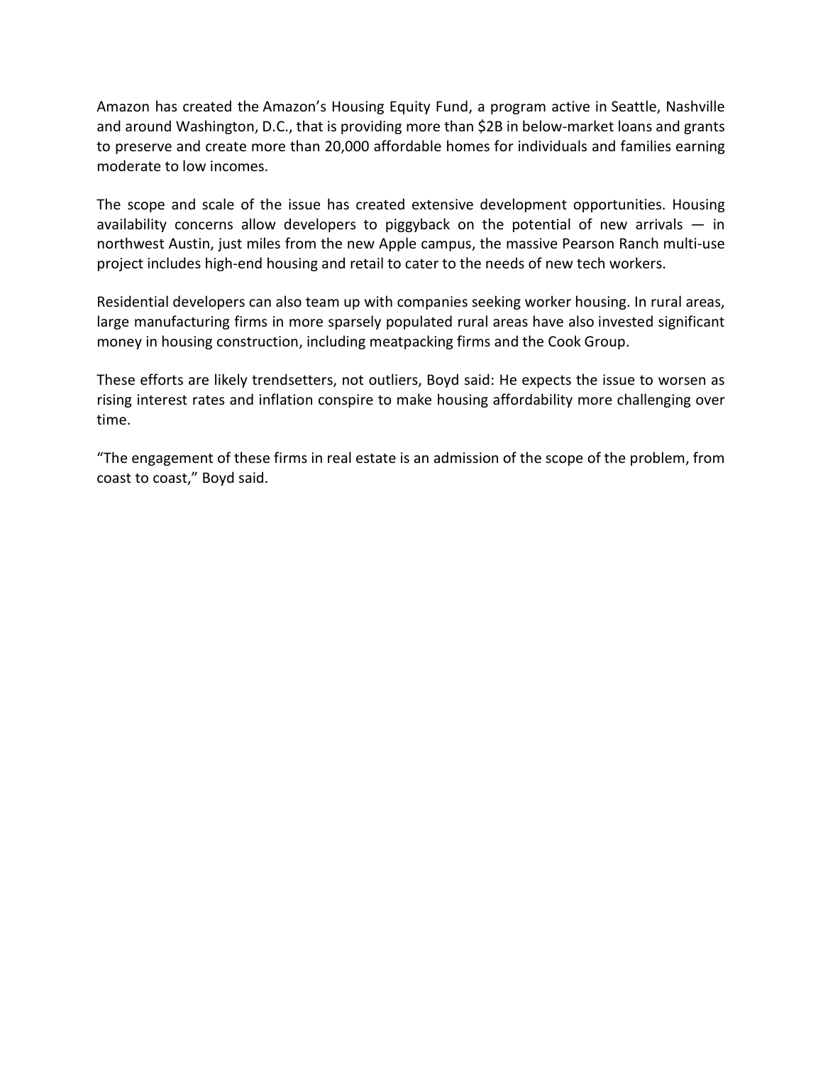Amazon has created the Amazon's Housing Equity Fund, a program active in Seattle, Nashville and around Washington, D.C., that is providing more than $2B in below-market loans and grants to preserve and create more than 20,000 affordable homes for individuals and families earning moderate to low incomes.

The scope and scale of the issue has created extensive development opportunities. Housing availability concerns allow developers to piggyback on the potential of new arrivals — in northwest Austin, just miles from the new Apple campus, the massive Pearson Ranch multi-use project includes high-end housing and retail to cater to the needs of new tech workers.

Residential developers can also team up with companies seeking worker housing. In rural areas, large manufacturing firms in more sparsely populated rural areas have also invested significant money in housing construction, including meatpacking firms and the Cook Group.

These efforts are likely trendsetters, not outliers, Boyd said: He expects the issue to worsen as rising interest rates and inflation conspire to make housing affordability more challenging over time.

"The engagement of these firms in real estate is an admission of the scope of the problem, from coast to coast," Boyd said.